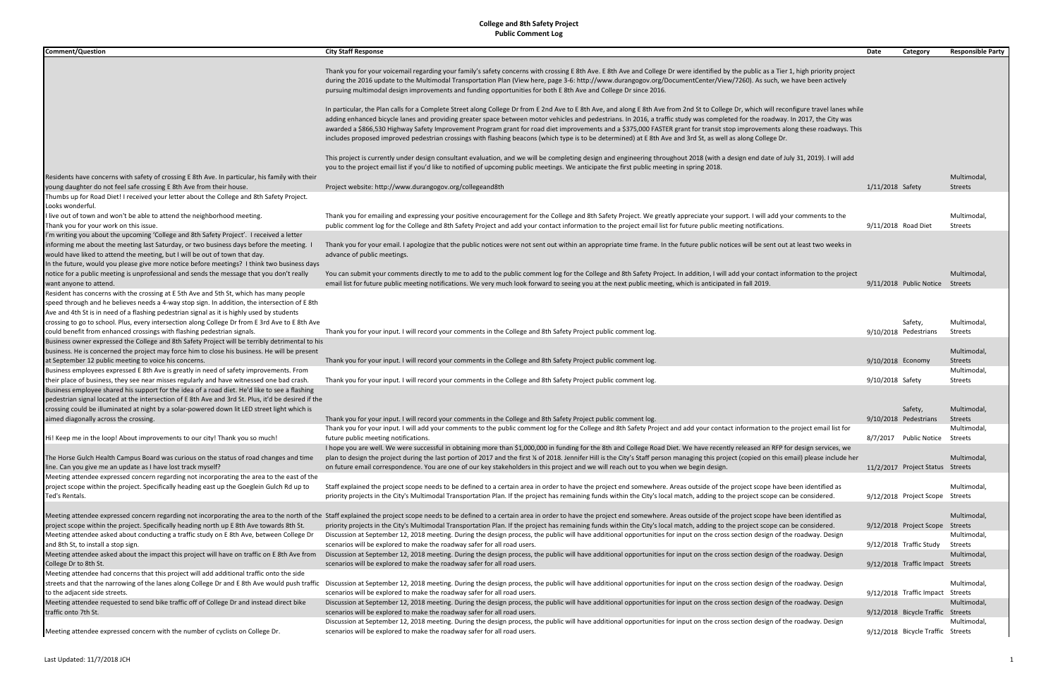# College and 8th Safety Project
## Public Comment Log

| Comment/Question | City Staff Response | Date | Category | Responsible Party |
|---|---|---|---|---|
| Residents have concerns with safety of crossing E 8th Ave. In particular, his family with their young daughter do not feel safe crossing E 8th Ave from their house. | Thank you for your voicemail regarding your family's safety concerns with crossing E 8th Ave. E 8th Ave and College Dr were identified by the public as a Tier 1, high priority project during the 2016 update to the Multimodal Transportation Plan (View here, page 3-6: http://www.durangogov.org/DocumentCenter/View/7260). As such, we have been actively pursuing multimodal design improvements and funding opportunities for both E 8th Ave and College Dr since 2016.<br><br>In particular, the Plan calls for a Complete Street along College Dr from E 2nd Ave to E 8th Ave, and along E 8th Ave from 2nd St to College Dr, which will reconfigure travel lanes while adding enhanced bicycle lanes and providing greater space between motor vehicles and pedestrians. In 2016, a traffic study was completed for the roadway. In 2017, the City was awarded a $866,530 Highway Safety Improvement Program grant for road diet improvements and a $375,000 FASTER grant for transit stop improvements along these roadways. This includes proposed improved pedestrian crossings with flashing beacons (which type is to be determined) at E 8th Ave and 3rd St, as well as along College Dr.<br><br>This project is currently under design consultant evaluation, and we will be completing design and engineering throughout 2018 (with a design end date of July 31, 2019). I will add you to the project email list if you'd like to notified of upcoming public meetings. We anticipate the first public meeting in spring 2018.<br><br>Project website: http://www.durangogov.org/collegeand8th | 1/11/2018 | Safety | Multimodal, Streets |
| Thumbs up for Road Diet! I received your letter about the College and 8th Safety Project. Looks wonderful.<br>I live out of town and won't be able to attend the neighborhood meeting.<br>Thank you for your work on this issue. | Thank you for emailing and expressing your positive encouragement for the College and 8th Safety Project. We greatly appreciate your support. I will add your comments to the public comment log for the College and 8th Safety Project and add your contact information to the project email list for future public meeting notifications. | 9/11/2018 | Road Diet | Multimodal, Streets |
| I'm writing you about the upcoming 'College and 8th Safety Project'. I received a letter informing me about the meeting last Saturday, or two business days before the meeting. I would have liked to attend the meeting, but I will be out of town that day.<br>In the future, would you please give more notice before meetings? I think two business days notice for a public meeting is unprofessional and sends the message that you don't really want anyone to attend. | Thank you for your email. I apologize that the public notices were not sent out within an appropriate time frame. In the future public notices will be sent out at least two weeks in advance of public meetings.<br><br>You can submit your comments directly to me to add to the public comment log for the College and 8th Safety Project. In addition, I will add your contact information to the project email list for future public meeting notifications. We very much look forward to seeing you at the next public meeting, which is anticipated in fall 2019. | 9/11/2018 | Public Notice | Multimodal, Streets |
| Resident has concerns with the crossing at E 5th Ave and 5th St, which has many people speed through and he believes needs a 4-way stop sign. In addition, the intersection of E 8th Ave and 4th St is in need of a flashing pedestrian signal as it is highly used by students crossing to go to school. Plus, every intersection along College Dr from E 3rd Ave to E 8th Ave could benefit from enhanced crossings with flashing pedestrian signals. | Thank you for your input. I will record your comments in the College and 8th Safety Project public comment log. | 9/10/2018 | Safety, Pedestrians | Multimodal, Streets |
| Business owner expressed the College and 8th Safety Project will be terribly detrimental to his business. He is concerned the project may force him to close his business. He will be present at September 12 public meeting to voice his concerns. | Thank you for your input. I will record your comments in the College and 8th Safety Project public comment log. | 9/10/2018 | Economy | Multimodal, Streets |
| Business employees expressed E 8th Ave is greatly in need of safety improvements. From their place of business, they see near misses regularly and have witnessed one bad crash. | Thank you for your input. I will record your comments in the College and 8th Safety Project public comment log. | 9/10/2018 | Safety | Multimodal, Streets |
| Business employee shared his support for the idea of a road diet. He'd like to see a flashing pedestrian signal located at the intersection of E 8th Ave and 3rd St. Plus, it'd be desired if the crossing could be illuminated at night by a solar-powered down lit LED street light which is aimed diagonally across the crossing. | Thank you for your input. I will record your comments in the College and 8th Safety Project public comment log. | 9/10/2018 | Safety, Pedestrians | Multimodal, Streets |
| Hi! Keep me in the loop! About improvements to our city! Thank you so much! | Thank you for your input. I will add your comments to the public comment log for the College and 8th Safety Project and add your contact information to the project email list for future public meeting notifications. | 8/7/2017 | Public Notice | Multimodal, Streets |
| The Horse Gulch Health Campus Board was curious on the status of road changes and time line. Can you give me an update as I have lost track myself? | I hope you are well. We were successful in obtaining more than $1,000,000 in funding for the 8th and College Road Diet. We have recently released an RFP for design services, we plan to design the project during the last portion of 2017 and the first ¾ of 2018. Jennifer Hill is the City's Staff person managing this project (copied on this email) please include her on future email correspondence. You are one of our key stakeholders in this project and we will reach out to you when we begin design. | 11/2/2017 | Project Status | Streets |
| Meeting attendee expressed concern regarding not incorporating the area to the east of the project scope within the project. Specifically heading east up the Goeglein Gulch Rd up to Ted's Rentals. | Staff explained the project scope needs to be defined to a certain area in order to have the project end somewhere. Areas outside of the project scope have been identified as priority projects in the City's Multimodal Transportation Plan. If the project has remaining funds within the City's local match, adding to the project scope can be considered. | 9/12/2018 | Project Scope | Multimodal, Streets |
| Meeting attendee expressed concern regarding not incorporating the area to the north of the project scope within the project. Specifically heading north up E 8th Ave towards 8th St. | Staff explained the project scope needs to be defined to a certain area in order to have the project end somewhere. Areas outside of the project scope have been identified as priority projects in the City's Multimodal Transportation Plan. If the project has remaining funds within the City's local match, adding to the project scope can be considered. | 9/12/2018 | Project Scope | Multimodal, Streets |
| Meeting attendee asked about conducting a traffic study on E 8th Ave, between College Dr and 8th St, to install a stop sign. | Discussion at September 12, 2018 meeting. During the design process, the public will have additional opportunities for input on the cross section design of the roadway. Design scenarios will be explored to make the roadway safer for all road users. | 9/12/2018 | Traffic Study | Multimodal, Streets |
| Meeting attendee asked about the impact this project will have on traffic on E 8th Ave from College Dr to 8th St. | Discussion at September 12, 2018 meeting. During the design process, the public will have additional opportunities for input on the cross section design of the roadway. Design scenarios will be explored to make the roadway safer for all road users. | 9/12/2018 | Traffic Impact | Multimodal, Streets |
| Meeting attendee had concerns that this project will add additional traffic onto the side streets and that the narrowing of the lanes along College Dr and E 8th Ave would push traffic to the adjacent side streets. | Discussion at September 12, 2018 meeting. During the design process, the public will have additional opportunities for input on the cross section design of the roadway. Design scenarios will be explored to make the roadway safer for all road users. | 9/12/2018 | Traffic Impact | Multimodal, Streets |
| Meeting attendee requested to send bike traffic off of College Dr and instead direct bike traffic onto 7th St. | Discussion at September 12, 2018 meeting. During the design process, the public will have additional opportunities for input on the cross section design of the roadway. Design scenarios will be explored to make the roadway safer for all road users. | 9/12/2018 | Bicycle Traffic | Multimodal, Streets |
| Meeting attendee expressed concern with the number of cyclists on College Dr. | Discussion at September 12, 2018 meeting. During the design process, the public will have additional opportunities for input on the cross section design of the roadway. Design scenarios will be explored to make the roadway safer for all road users. | 9/12/2018 | Bicycle Traffic | Multimodal, Streets |

Last Updated: 11/7/2018 JCH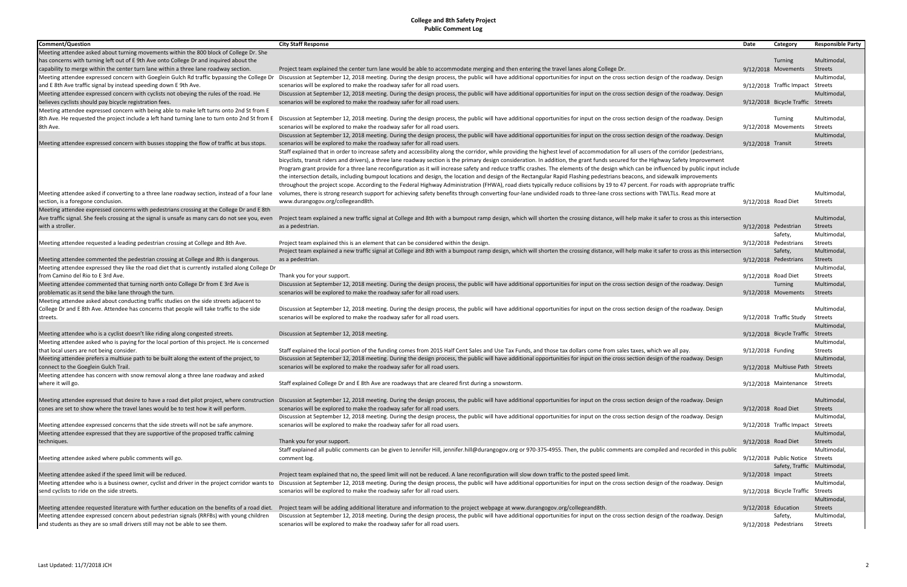**College and 8th Safety Project**
**Public Comment Log**

| Comment/Question | City Staff Response | Date | Category | Responsible Party |
|---|---|---|---|---|
| Meeting attendee asked about turning movements within the 800 block of College Dr. She has concerns with turning left out of E 9th Ave onto College Dr and inquired about the capability to merge within the center turn lane within a three lane roadway section. | Project team explained the center turn lane would be able to accommodate merging and then entering the travel lanes along College Dr. | 9/12/2018 | Turning Movements | Multimodal, Streets |
| Meeting attendee expressed concern with Goeglein Gulch Rd traffic bypassing the College Dr and E 8th Ave traffic signal by instead speeding down E 9th Ave. | Discussion at September 12, 2018 meeting. During the design process, the public will have additional opportunities for input on the cross section design of the roadway. Design scenarios will be explored to make the roadway safer for all road users. | 9/12/2018 | Traffic Impact | Multimodal, Streets |
| Meeting attendee expressed concern with cyclists not obeying the rules of the road. He believes cyclists should pay bicycle registration fees. | Discussion at September 12, 2018 meeting. During the design process, the public will have additional opportunities for input on the cross section design of the roadway. Design scenarios will be explored to make the roadway safer for all road users. | 9/12/2018 | Bicycle Traffic | Multimodal, Streets |
| Meeting attendee expressed concern with being able to make left turns onto 2nd St from E 8th Ave. He requested the project include a left hand turning lane to turn onto 2nd St from E 8th Ave. | Discussion at September 12, 2018 meeting. During the design process, the public will have additional opportunities for input on the cross section design of the roadway. Design scenarios will be explored to make the roadway safer for all road users. | 9/12/2018 | Turning Movements | Multimodal, Streets |
| Meeting attendee expressed concern with busses stopping the flow of traffic at bus stops. | Discussion at September 12, 2018 meeting. During the design process, the public will have additional opportunities for input on the cross section design of the roadway. Design scenarios will be explored to make the roadway safer for all road users. | 9/12/2018 | Transit | Multimodal, Streets |
| Meeting attendee asked if converting to a three lane roadway section, instead of a four lane section, is a foregone conclusion. | Staff explained that in order to increase safety and accessibility along the corridor, while providing the highest level of accommodation for all users of the corridor (pedestrians, bicyclists, transit riders and drivers), a three lane roadway section is the primary design consideration. In addition, the grant funds secured for the Highway Safety Improvement Program grant provide for a three lane reconfiguration as it will increase safety and reduce traffic crashes. The elements of the design which can be influenced by public input include the intersection details, including bumpout locations and design, the location and design of the Rectangular Rapid Flashing pedestrians beacons, and sidewalk improvements throughout the project scope. According to the Federal Highway Administration (FHWA), road diets typically reduce collisions by 19 to 47 percent. For roads with appropriate traffic volumes, there is strong research support for achieving safety benefits through converting four-lane undivided roads to three-lane cross sections with TWLTLs. Read more at www.durangogov.org/collegeand8th. | 9/12/2018 | Road Diet | Multimodal, Streets |
| Meeting attendee expressed concerns with pedestrians crossing at the College Dr and E 8th Ave traffic signal. She feels crossing at the signal is unsafe as many cars do not see you, even with a stroller. | Project team explained a new traffic signal at College and 8th with a bumpout ramp design, which will shorten the crossing distance, will help make it safer to cross as this intersection as a pedestrian. | 9/12/2018 | Pedestrian | Multimodal, Streets |
| Meeting attendee requested a leading pedestrian crossing at College and 8th Ave. | Project team explained this is an element that can be considered within the design. | 9/12/2018 | Safety, Pedestrians | Multimodal, Streets |
| Meeting attendee commented the pedestrian crossing at College and 8th is dangerous. | Project team explained a new traffic signal at College and 8th with a bumpout ramp design, which will shorten the crossing distance, will help make it safer to cross as this intersection as a pedestrian. | 9/12/2018 | Safety, Pedestrians | Multimodal, Streets |
| Meeting attendee expressed they like the road diet that is currently installed along College Dr from Camino del Rio to E 3rd Ave. | Thank you for your support. | 9/12/2018 | Road Diet | Multimodal, Streets |
| Meeting attendee commented that turning north onto College Dr from E 3rd Ave is problematic as it send the bike lane through the turn. | Discussion at September 12, 2018 meeting. During the design process, the public will have additional opportunities for input on the cross section design of the roadway. Design scenarios will be explored to make the roadway safer for all road users. | 9/12/2018 | Turning Movements | Multimodal, Streets |
| Meeting attendee asked about conducting traffic studies on the side streets adjacent to College Dr and E 8th Ave. Attendee has concerns that people will take traffic to the side streets. | Discussion at September 12, 2018 meeting. During the design process, the public will have additional opportunities for input on the cross section design of the roadway. Design scenarios will be explored to make the roadway safer for all road users. | 9/12/2018 | Traffic Study | Multimodal, Streets |
| Meeting attendee who is a cyclist doesn't like riding along congested streets. | Discussion at September 12, 2018 meeting. | 9/12/2018 | Bicycle Traffic | Multimodal, Streets |
| Meeting attendee asked who is paying for the local portion of this project. He is concerned that local users are not being consider. | Staff explained the local portion of the funding comes from 2015 Half Cent Sales and Use Tax Funds, and those tax dollars come from sales taxes, which we all pay. | 9/12/2018 | Funding | Multimodal, Streets |
| Meeting attendee prefers a multiuse path to be built along the extent of the project, to connect to the Goeglein Gulch Trail. | Discussion at September 12, 2018 meeting. During the design process, the public will have additional opportunities for input on the cross section design of the roadway. Design scenarios will be explored to make the roadway safer for all road users. | 9/12/2018 | Multiuse Path | Multimodal, Streets |
| Meeting attendee has concern with snow removal along a three lane roadway and asked where it will go. | Staff explained College Dr and E 8th Ave are roadways that are cleared first during a snowstorm. | 9/12/2018 | Maintenance | Multimodal, Streets |
| Meeting attendee expressed that desire to have a road diet pilot project, where construction cones are set to show where the travel lanes would be to test how it will perform. | Discussion at September 12, 2018 meeting. During the design process, the public will have additional opportunities for input on the cross section design of the roadway. Design scenarios will be explored to make the roadway safer for all road users. | 9/12/2018 | Road Diet | Multimodal, Streets |
| Meeting attendee expressed concerns that the side streets will not be safe anymore. | Discussion at September 12, 2018 meeting. During the design process, the public will have additional opportunities for input on the cross section design of the roadway. Design scenarios will be explored to make the roadway safer for all road users. | 9/12/2018 | Traffic Impact | Multimodal, Streets |
| Meeting attendee expressed that they are supportive of the proposed traffic calming techniques. | Thank you for your support. | 9/12/2018 | Road Diet | Multimodal, Streets |
| Meeting attendee asked where public comments will go. | Staff explained all public comments can be given to Jennifer Hill, jennifer.hill@durangogov.org or 970-375-4955. Then, the public comments are compiled and recorded in this public comment log. | 9/12/2018 | Public Notice | Multimodal, Streets |
| Meeting attendee asked if the speed limit will be reduced. | Project team explained that no, the speed limit will not be reduced. A lane reconfiguration will slow down traffic to the posted speed limit. | 9/12/2018 | Safety, Traffic Impact | Multimodal, Streets |
| Meeting attendee who is a business owner, cyclist and driver in the project corridor wants to send cyclists to ride on the side streets. | Discussion at September 12, 2018 meeting. During the design process, the public will have additional opportunities for input on the cross section design of the roadway. Design scenarios will be explored to make the roadway safer for all road users. | 9/12/2018 | Bicycle Traffic | Multimodal, Streets |
| Meeting attendee requested literature with further education on the benefits of a road diet. | Project team will be adding additional literature and information to the project webpage at www.durangogov.org/collegeand8th. | 9/12/2018 | Education | Multimodal, Streets |
| Meeting attendee expressed concern about pedestrian signals (RRFBs) with young children and students as they are so small drivers still may not be able to see them. | Discussion at September 12, 2018 meeting. During the design process, the public will have additional opportunities for input on the cross section design of the roadway. Design scenarios will be explored to make the roadway safer for all road users. | 9/12/2018 | Safety, Pedestrians | Multimodal, Streets |

Last Updated: 11/7/2018 JCH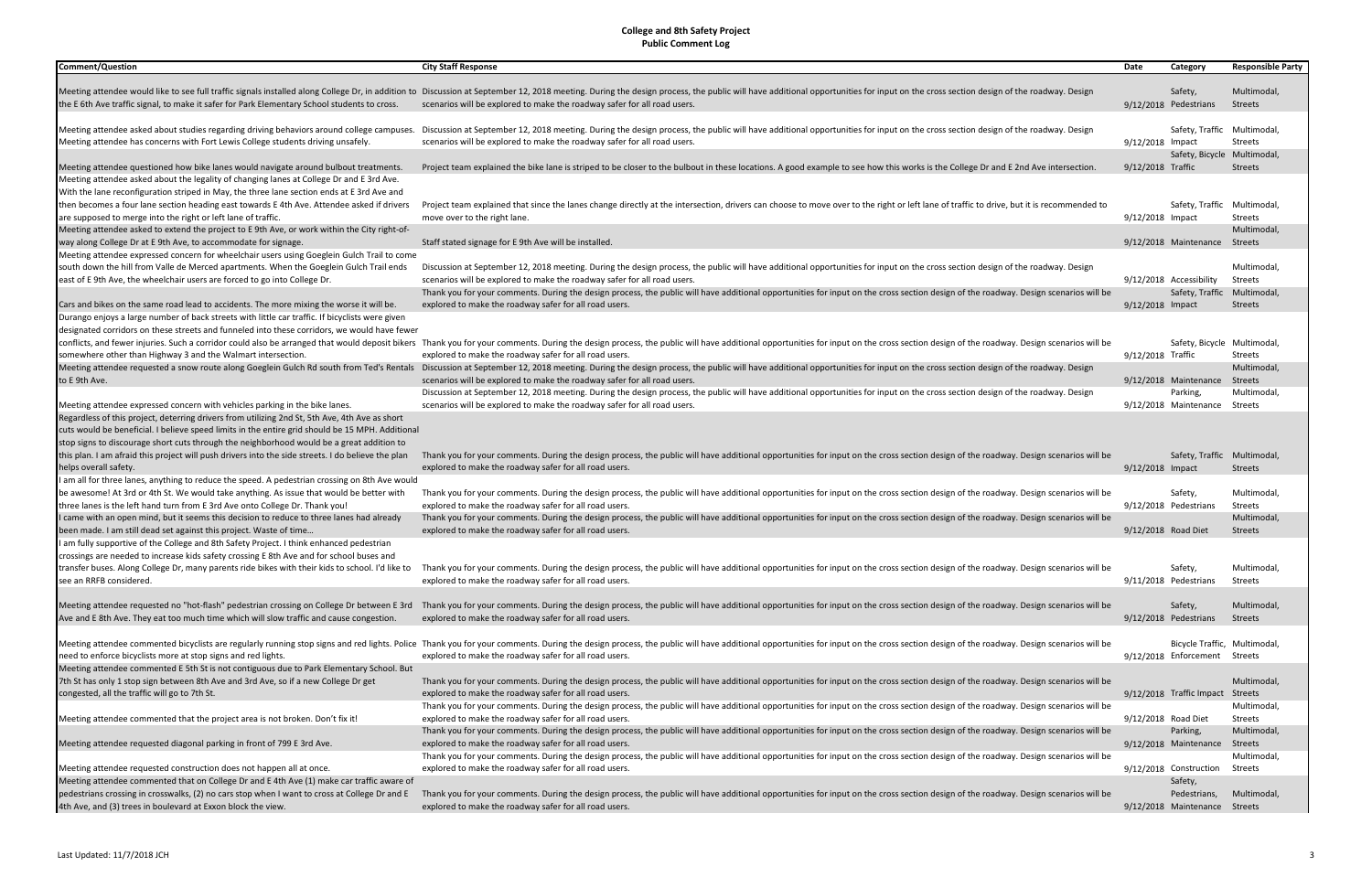# College and 8th Safety Project
## Public Comment Log

| Comment/Question | City Staff Response | Date | Category | Responsible Party |
|---|---|---|---|---|
| Meeting attendee would like to see full traffic signals installed along College Dr, in addition to the E 6th Ave traffic signal, to make it safer for Park Elementary School students to cross. | Discussion at September 12, 2018 meeting. During the design process, the public will have additional opportunities for input on the cross section design of the roadway. Design scenarios will be explored to make the roadway safer for all road users. | 9/12/2018 | Safety, Pedestrians | Multimodal, Streets |
| Meeting attendee asked about studies regarding driving behaviors around college campuses. Meeting attendee has concerns with Fort Lewis College students driving unsafely. | Discussion at September 12, 2018 meeting. During the design process, the public will have additional opportunities for input on the cross section design of the roadway. Design scenarios will be explored to make the roadway safer for all road users. | 9/12/2018 | Safety, Traffic Impact | Multimodal, Streets |
| Meeting attendee questioned how bike lanes would navigate around bulbout treatments. | Project team explained the bike lane is striped to be closer to the bulbout in these locations. A good example to see how this works is the College Dr and E 2nd Ave intersection. | 9/12/2018 | Safety, Bicycle Traffic | Multimodal, Streets |
| Meeting attendee asked about the legality of changing lanes at College Dr and E 3rd Ave. With the lane reconfiguration striped in May, the three lane section ends at E 3rd Ave and then becomes a four lane section heading east towards E 4th Ave. Attendee asked if drivers are supposed to merge into the right or left lane of traffic. | Project team explained that since the lanes change directly at the intersection, drivers can choose to move over to the right or left lane of traffic to drive, but it is recommended to move over to the right lane. | 9/12/2018 | Safety, Traffic Impact | Multimodal, Streets |
| Meeting attendee asked to extend the project to E 9th Ave, or work within the City right-of-way along College Dr at E 9th Ave, to accommodate for signage. | Staff stated signage for E 9th Ave will be installed. | 9/12/2018 | Maintenance | Multimodal, Streets |
| Meeting attendee expressed concern for wheelchair users using Goeglein Gulch Trail to come south down the hill from Valle de Merced apartments. When the Goeglein Gulch Trail ends east of E 9th Ave, the wheelchair users are forced to go into College Dr. | Discussion at September 12, 2018 meeting. During the design process, the public will have additional opportunities for input on the cross section design of the roadway. Design scenarios will be explored to make the roadway safer for all road users. | 9/12/2018 | Accessibility | Multimodal, Streets |
| Cars and bikes on the same road lead to accidents. The more mixing the worse it will be. | Thank you for your comments. During the design process, the public will have additional opportunities for input on the cross section design of the roadway. Design scenarios will be explored to make the roadway safer for all road users. | 9/12/2018 | Safety, Traffic Impact | Multimodal, Streets |
| Durango enjoys a large number of back streets with little car traffic. If bicyclists were given designated corridors on these streets and funneled into these corridors, we would have fewer conflicts, and fewer injuries. Such a corridor could also be arranged that would deposit bikers somewhere other than Highway 3 and the Walmart intersection. | Thank you for your comments. During the design process, the public will have additional opportunities for input on the cross section design of the roadway. Design scenarios will be explored to make the roadway safer for all road users. | 9/12/2018 | Safety, Bicycle Traffic | Multimodal, Streets |
| Meeting attendee requested a snow route along Goeglein Gulch Rd south from Ted's Rentals to E 9th Ave. | Discussion at September 12, 2018 meeting. During the design process, the public will have additional opportunities for input on the cross section design of the roadway. Design scenarios will be explored to make the roadway safer for all road users. | 9/12/2018 | Maintenance | Multimodal, Streets |
| Meeting attendee expressed concern with vehicles parking in the bike lanes. | Discussion at September 12, 2018 meeting. During the design process, the public will have additional opportunities for input on the cross section design of the roadway. Design scenarios will be explored to make the roadway safer for all road users. | 9/12/2018 | Parking, Maintenance | Multimodal, Streets |
| Regardless of this project, deterring drivers from utilizing 2nd St, 5th Ave, 4th Ave as short cuts would be beneficial. I believe speed limits in the entire grid should be 15 MPH. Additional stop signs to discourage short cuts through the neighborhood would be a great addition to this plan. I am afraid this project will push drivers into the side streets. I do believe the plan helps overall safety. | Thank you for your comments. During the design process, the public will have additional opportunities for input on the cross section design of the roadway. Design scenarios will be explored to make the roadway safer for all road users. | 9/12/2018 | Safety, Traffic Impact | Multimodal, Streets |
| I am all for three lanes, anything to reduce the speed. A pedestrian crossing on 8th Ave would be awesome! At 3rd or 4th St. We would take anything. As issue that would be better with three lanes is the left hand turn from E 3rd Ave onto College Dr. Thank you! | Thank you for your comments. During the design process, the public will have additional opportunities for input on the cross section design of the roadway. Design scenarios will be explored to make the roadway safer for all road users. | 9/12/2018 | Safety, Pedestrians | Multimodal, Streets |
| I came with an open mind, but it seems this decision to reduce to three lanes had already been made. I am still dead set against this project. Waste of time… | Thank you for your comments. During the design process, the public will have additional opportunities for input on the cross section design of the roadway. Design scenarios will be explored to make the roadway safer for all road users. | 9/12/2018 | Road Diet | Multimodal, Streets |
| I am fully supportive of the College and 8th Safety Project. I think enhanced pedestrian crossings are needed to increase kids safety crossing E 8th Ave and for school buses and transfer buses. Along College Dr, many parents ride bikes with their kids to school. I'd like to see an RRFB considered. | Thank you for your comments. During the design process, the public will have additional opportunities for input on the cross section design of the roadway. Design scenarios will be explored to make the roadway safer for all road users. | 9/11/2018 | Safety, Pedestrians | Multimodal, Streets |
| Meeting attendee requested no "hot-flash" pedestrian crossing on College Dr between E 3rd Ave and E 8th Ave. They eat too much time which will slow traffic and cause congestion. | Thank you for your comments. During the design process, the public will have additional opportunities for input on the cross section design of the roadway. Design scenarios will be explored to make the roadway safer for all road users. | 9/12/2018 | Safety, Pedestrians | Multimodal, Streets |
| Meeting attendee commented bicyclists are regularly running stop signs and red lights. Police need to enforce bicyclists more at stop signs and red lights. | Thank you for your comments. During the design process, the public will have additional opportunities for input on the cross section design of the roadway. Design scenarios will be explored to make the roadway safer for all road users. | 9/12/2018 | Bicycle Traffic, Enforcement | Multimodal, Streets |
| Meeting attendee commented E 5th St is not contiguous due to Park Elementary School. But 7th St has only 1 stop sign between 8th Ave and 3rd Ave, so if a new College Dr get congested, all the traffic will go to 7th St. | Thank you for your comments. During the design process, the public will have additional opportunities for input on the cross section design of the roadway. Design scenarios will be explored to make the roadway safer for all road users. | 9/12/2018 | Traffic Impact | Multimodal, Streets |
| Meeting attendee commented that the project area is not broken. Don't fix it! | Thank you for your comments. During the design process, the public will have additional opportunities for input on the cross section design of the roadway. Design scenarios will be explored to make the roadway safer for all road users. | 9/12/2018 | Road Diet | Multimodal, Streets |
| Meeting attendee requested diagonal parking in front of 799 E 3rd Ave. | Thank you for your comments. During the design process, the public will have additional opportunities for input on the cross section design of the roadway. Design scenarios will be explored to make the roadway safer for all road users. | 9/12/2018 | Parking, Maintenance | Multimodal, Streets |
| Meeting attendee requested construction does not happen all at once. | Thank you for your comments. During the design process, the public will have additional opportunities for input on the cross section design of the roadway. Design scenarios will be explored to make the roadway safer for all road users. | 9/12/2018 | Construction | Multimodal, Streets |
| Meeting attendee commented that on College Dr and E 4th Ave (1) make car traffic aware of pedestrians crossing in crosswalks, (2) no cars stop when I want to cross at College Dr and E 4th Ave, and (3) trees in boulevard at Exxon block the view. | Thank you for your comments. During the design process, the public will have additional opportunities for input on the cross section design of the roadway. Design scenarios will be explored to make the roadway safer for all road users. | 9/12/2018 | Safety, Pedestrians, Maintenance | Multimodal, Streets |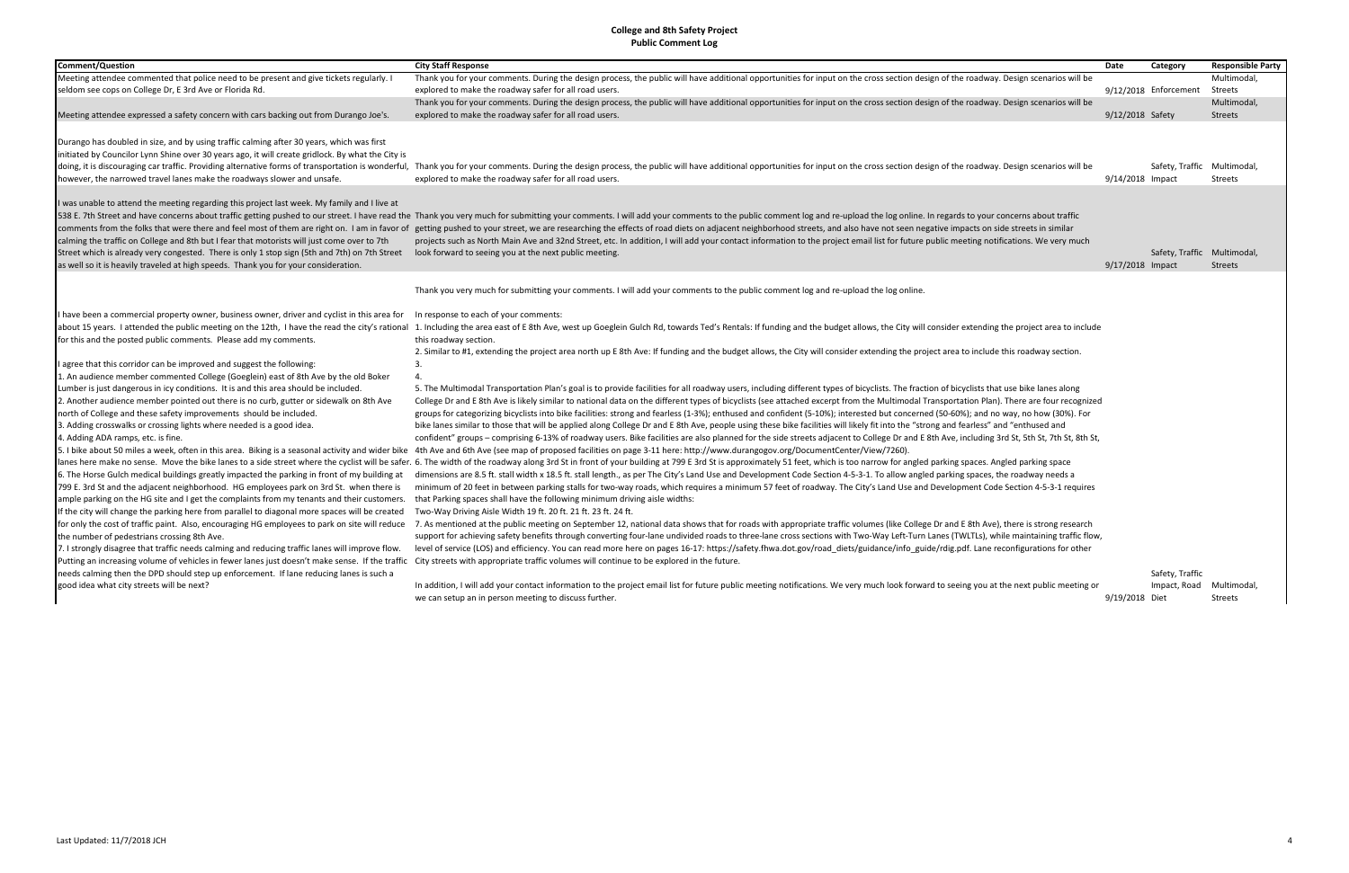# College and 8th Safety Project

## Public Comment Log

| Comment/Question | City Staff Response | Date | Category | Responsible Party |
|---|---|---|---|---|
| Meeting attendee commented that police need to be present and give tickets regularly. I seldom see cops on College Dr, E 3rd Ave or Florida Rd. | Thank you for your comments. During the design process, the public will have additional opportunities for input on the cross section design of the roadway. Design scenarios will be explored to make the roadway safer for all road users. | 9/12/2018 | Enforcement | Multimodal, Streets |
| Meeting attendee expressed a safety concern with cars backing out from Durango Joe's. | Thank you for your comments. During the design process, the public will have additional opportunities for input on the cross section design of the roadway. Design scenarios will be explored to make the roadway safer for all road users. | 9/12/2018 | Safety | Multimodal, Streets |
| Durango has doubled in size, and by using traffic calming after 30 years, which was first initiated by Councilor Lynn Shine over 30 years ago, it will create gridlock. By what the City is doing, it is discouraging car traffic. Providing alternative forms of transportation is wonderful, however, the narrowed travel lanes make the roadways slower and unsafe. | Thank you for your comments. During the design process, the public will have additional opportunities for input on the cross section design of the roadway. Design scenarios will be explored to make the roadway safer for all road users. | 9/14/2018 | Safety, Traffic Impact | Multimodal, Streets |
| I was unable to attend the meeting regarding this project last week. My family and I live at 538 E. 7th Street and have concerns about traffic getting pushed to our street. I have read the comments from the folks that were there and feel most of them are right on. I am in favor of calming the traffic on College and 8th but I fear that motorists will just come over to 7th Street which is already very congested. There is only 1 stop sign (5th and 7th) on 7th Street as well so it is heavily traveled at high speeds. Thank you for your consideration. | Thank you very much for submitting your comments. I will add your comments to the public comment log and re-upload the log online. In regards to your concerns about traffic getting pushed to your street, we are researching the effects of road diets on adjacent neighborhood streets, and also have not seen negative impacts on side streets in similar projects such as North Main Ave and 32nd Street, etc. In addition, I will add your contact information to the project email list for future public meeting notifications. We very much look forward to seeing you at the next public meeting. | 9/17/2018 | Safety, Traffic Impact | Multimodal, Streets |
| I have been a commercial property owner, business owner, driver and cyclist in this area for about 15 years. I attended the public meeting on the 12th, I have the read the city's rational for this and the posted public comments. Please add my comments.<br><br>I agree that this corridor can be improved and suggest the following:<br>1. An audience member commented College (Goeglein) east of 8th Ave by the old Boker Lumber is just dangerous in icy conditions. It is and this area should be included.<br>2. Another audience member pointed out there is no curb, gutter or sidewalk on 8th Ave north of College and these safety improvements should be included.<br>3. Adding crosswalks or crossing lights where needed is a good idea.<br>4. Adding ADA ramps, etc. is fine.<br>5. I bike about 50 miles a week, often in this area. Biking is a seasonal activity and wider bike lanes here make no sense. Move the bike lanes to a side street where the cyclist will be safer.<br>6. The Horse Gulch medical buildings greatly impacted the parking in front of my building at 799 E. 3rd St and the adjacent neighborhood. HG employees park on 3rd St. when there is ample parking on the HG site and I get the complaints from my tenants and their customers. If the city will change the parking here from parallel to diagonal more spaces will be created for only the cost of traffic paint. Also, encouraging HG employees to park on site will reduce the number of pedestrians crossing 8th Ave.<br>7. I strongly disagree that traffic needs calming and reducing traffic lanes will improve flow. Putting an increasing volume of vehicles in fewer lanes just doesn't make sense. If the traffic needs calming then the DPD should step up enforcement. If lane reducing lanes is such a good idea what city streets will be next? | Thank you very much for submitting your comments. I will add your comments to the public comment log and re-upload the log online.<br><br>In response to each of your comments:<br>1. Including the area east of E 8th Ave, west up Goeglein Gulch Rd, towards Ted's Rentals: If funding and the budget allows, the City will consider extending the project area to include this roadway section.<br>2. Similar to #1, extending the project area north up E 8th Ave: If funding and the budget allows, the City will consider extending the project area to include this roadway section.<br>3.<br>4.<br>5. The Multimodal Transportation Plan's goal is to provide facilities for all roadway users, including different types of bicyclists. The fraction of bicyclists that use bike lanes along College Dr and E 8th Ave is likely similar to national data on the different types of bicyclists (see attached excerpt from the Multimodal Transportation Plan). There are four recognized groups for categorizing bicyclists into bike facilities: strong and fearless (1-3%); enthused and confident (5-10%); interested but concerned (50-60%); and no way, no how (30%). For bike lanes similar to those that will be applied along College Dr and E 8th Ave, people using these bike facilities will likely fit into the "strong and fearless" and "enthused and confident" groups – comprising 6-13% of roadway users. Bike facilities are also planned for the side streets adjacent to College Dr and E 8th Ave, including 3rd St, 5th St, 7th St, 8th St, 4th Ave and 6th Ave (see map of proposed facilities on page 3-11 here: http://www.durangogov.org/DocumentCenter/View/7260).<br>6. The width of the roadway along 3rd St in front of your building at 799 E 3rd St is approximately 51 feet, which is too narrow for angled parking spaces. Angled parking space dimensions are 8.5 ft. stall width x 18.5 ft. stall length., as per The City's Land Use and Development Code Section 4-5-3-1. To allow angled parking spaces, the roadway needs a minimum of 20 feet in between parking stalls for two-way roads, which requires a minimum 57 feet of roadway. The City's Land Use and Development Code Section 4-5-3-1 requires that Parking spaces shall have the following minimum driving aisle widths:<br>Two-Way Driving Aisle Width 19 ft. 20 ft. 21 ft. 23 ft. 24 ft.<br>7. As mentioned at the public meeting on September 12, national data shows that for roads with appropriate traffic volumes (like College Dr and E 8th Ave), there is strong research support for achieving safety benefits through converting four-lane undivided roads to three-lane cross sections with Two-Way Left-Turn Lanes (TWLTLs), while maintaining traffic flow, level of service (LOS) and efficiency. You can read more here on pages 16-17: https://safety.fhwa.dot.gov/road_diets/guidance/info_guide/rdig.pdf. Lane reconfigurations for other City streets with appropriate traffic volumes will continue to be explored in the future.<br><br>In addition, I will add your contact information to the project email list for future public meeting notifications. We very much look forward to seeing you at the next public meeting or we can setup an in person meeting to discuss further. | 9/19/2018 | Safety, Traffic Impact, Road Diet | Multimodal, Streets |

Last Updated: 11/7/2018 JCH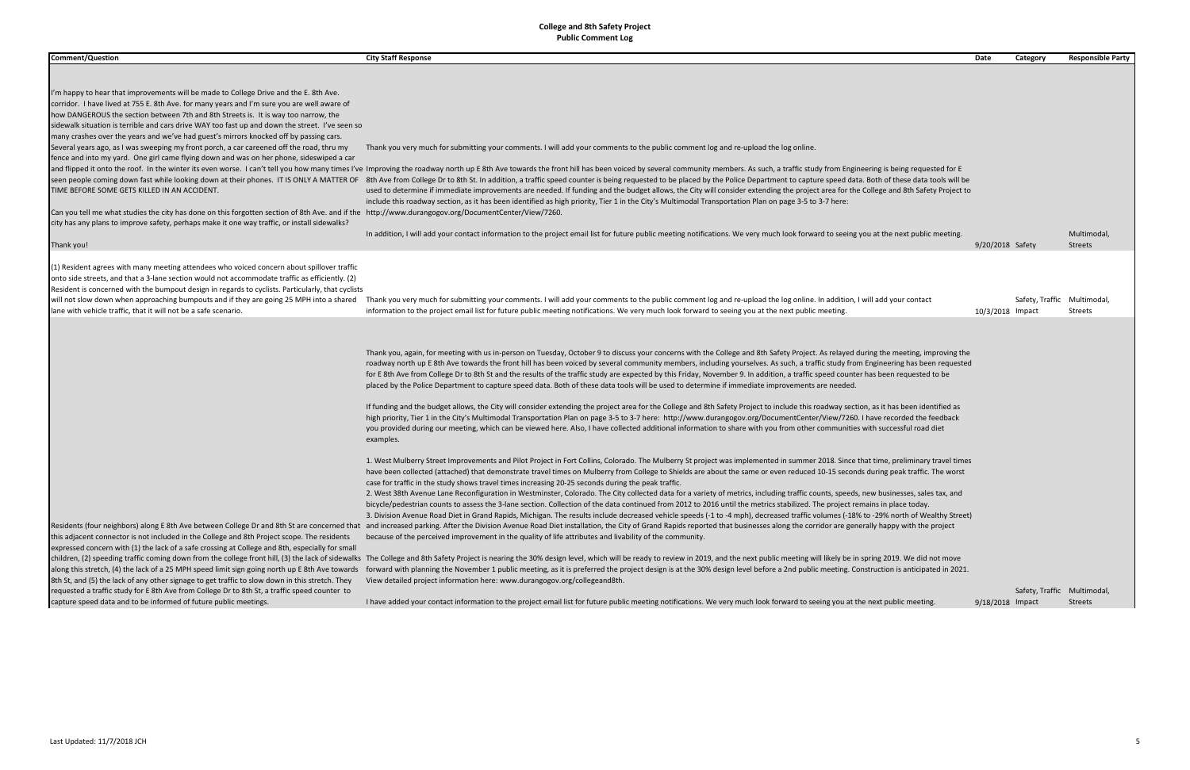**College and 8th Safety Project**
**Public Comment Log**

| Comment/Question | City Staff Response | Date | Category | Responsible Party |
|---|---|---|---|---|
| I'm happy to hear that improvements will be made to College Drive and the E. 8th Ave. corridor. I have lived at 755 E. 8th Ave. for many years and I'm sure you are well aware of how DANGEROUS the section between 7th and 8th Streets is. It is way too narrow, the sidewalk situation is terrible and cars drive WAY too fast up and down the street. I've seen so many crashes over the years and we've had guest's mirrors knocked off by passing cars. Several years ago, as I was sweeping my front porch, a car careened off the road, thru my fence and into my yard. One girl came flying down and was on her phone, sideswiped a car and flipped it onto the roof. In the winter its even worse. I can't tell you how many times I've seen people coming down fast while looking down at their phones. IT IS ONLY A MATTER OF TIME BEFORE SOME GETS KILLED IN AN ACCIDENT.<br><br>Can you tell me what studies the city has done on this forgotten section of 8th Ave. and if the city has any plans to improve safety, perhaps make it one way traffic, or install sidewalks?<br><br>Thank you! | Thank you very much for submitting your comments. I will add your comments to the public comment log and re-upload the log online.<br><br>Improving the roadway north up E 8th Ave towards the front hill has been voiced by several community members. As such, a traffic study from Engineering is being requested for E 8th Ave from College Dr to 8th St. In addition, a traffic speed counter is being requested to be placed by the Police Department to capture speed data. Both of these data tools will be used to determine if immediate improvements are needed. If funding and the budget allows, the City will consider extending the project area for the College and 8th Safety Project to include this roadway section, as it has been identified as high priority, Tier 1 in the City's Multimodal Transportation Plan on page 3-5 to 3-7 here: http://www.durangogov.org/DocumentCenter/View/7260.<br><br>In addition, I will add your contact information to the project email list for future public meeting notifications. We very much look forward to seeing you at the next public meeting. | 9/20/2018 | Safety | Multimodal, Streets |
| (1) Resident agrees with many meeting attendees who voiced concern about spillover traffic onto side streets, and that a 3-lane section would not accommodate traffic as efficiently. (2) Resident is concerned with the bumpout design in regards to cyclists. Particularly, that cyclists will not slow down when approaching bumpouts and if they are going 25 MPH into a shared lane with vehicle traffic, that it will not be a safe scenario. | Thank you very much for submitting your comments. I will add your comments to the public comment log and re-upload the log online. In addition, I will add your contact information to the project email list for future public meeting notifications. We very much look forward to seeing you at the next public meeting. | 10/3/2018 | Safety, Traffic Impact | Multimodal, Streets |
| Residents (four neighbors) along E 8th Ave between College Dr and 8th St are concerned that this adjacent connector is not included in the College and 8th Project scope. The residents expressed concern with (1) the lack of a safe crossing at College and 8th, especially for small children, (2) speeding traffic coming down from the college front hill, (3) the lack of sidewalks along this stretch, (4) the lack of a 25 MPH speed limit sign going north up E 8th Ave towards 8th St, and (5) the lack of any other signage to get traffic to slow down in this stretch. They requested a traffic study for E 8th Ave from College Dr to 8th St, a traffic speed counter to capture speed data and to be informed of future public meetings. | Thank you, again, for meeting with us in-person on Tuesday, October 9 to discuss your concerns with the College and 8th Safety Project. As relayed during the meeting, improving the roadway north up E 8th Ave towards the front hill has been voiced by several community members, including yourselves. As such, a traffic study from Engineering has been requested for E 8th Ave from College Dr to 8th St and the results of the traffic study are expected by this Friday, November 9. In addition, a traffic speed counter has been requested to be placed by the Police Department to capture speed data. Both of these data tools will be used to determine if immediate improvements are needed.<br><br>If funding and the budget allows, the City will consider extending the project area for the College and 8th Safety Project to include this roadway section, as it has been identified as high priority, Tier 1 in the City's Multimodal Transportation Plan on page 3-5 to 3-7 here: http://www.durangogov.org/DocumentCenter/View/7260. I have recorded the feedback you provided during our meeting, which can be viewed here. Also, I have collected additional information to share with you from other communities with successful road diet examples.<br><br>1. West Mulberry Street Improvements and Pilot Project in Fort Collins, Colorado. The Mulberry St project was implemented in summer 2018. Since that time, preliminary travel times have been collected (attached) that demonstrate travel times on Mulberry from College to Shields are about the same or even reduced 10-15 seconds during peak traffic. The worst case for traffic in the study shows travel times increasing 20-25 seconds during the peak traffic.<br>2. West 38th Avenue Lane Reconfiguration in Westminster, Colorado. The City collected data for a variety of metrics, including traffic counts, speeds, new businesses, sales tax, and bicycle/pedestrian counts to assess the 3-lane section. Collection of the data continued from 2012 to 2016 until the metrics stabilized. The project remains in place today.<br>3. Division Avenue Road Diet in Grand Rapids, Michigan. The results include decreased vehicle speeds (-1 to -4 mph), decreased traffic volumes (-18% to -29% north of Wealthy Street) and increased parking. After the Division Avenue Road Diet installation, the City of Grand Rapids reported that businesses along the corridor are generally happy with the project because of the perceived improvement in the quality of life attributes and livability of the community.<br><br>The College and 8th Safety Project is nearing the 30% design level, which will be ready to review in 2019, and the next public meeting will likely be in spring 2019. We did not move forward with planning the November 1 public meeting, as it is preferred the project design is at the 30% design level before a 2nd public meeting. Construction is anticipated in 2021. View detailed project information here: www.durangogov.org/collegeand8th.<br><br>I have added your contact information to the project email list for future public meeting notifications. We very much look forward to seeing you at the next public meeting. | 9/18/2018 | Safety, Traffic Impact | Multimodal, Streets |

Last Updated: 11/7/2018 JCH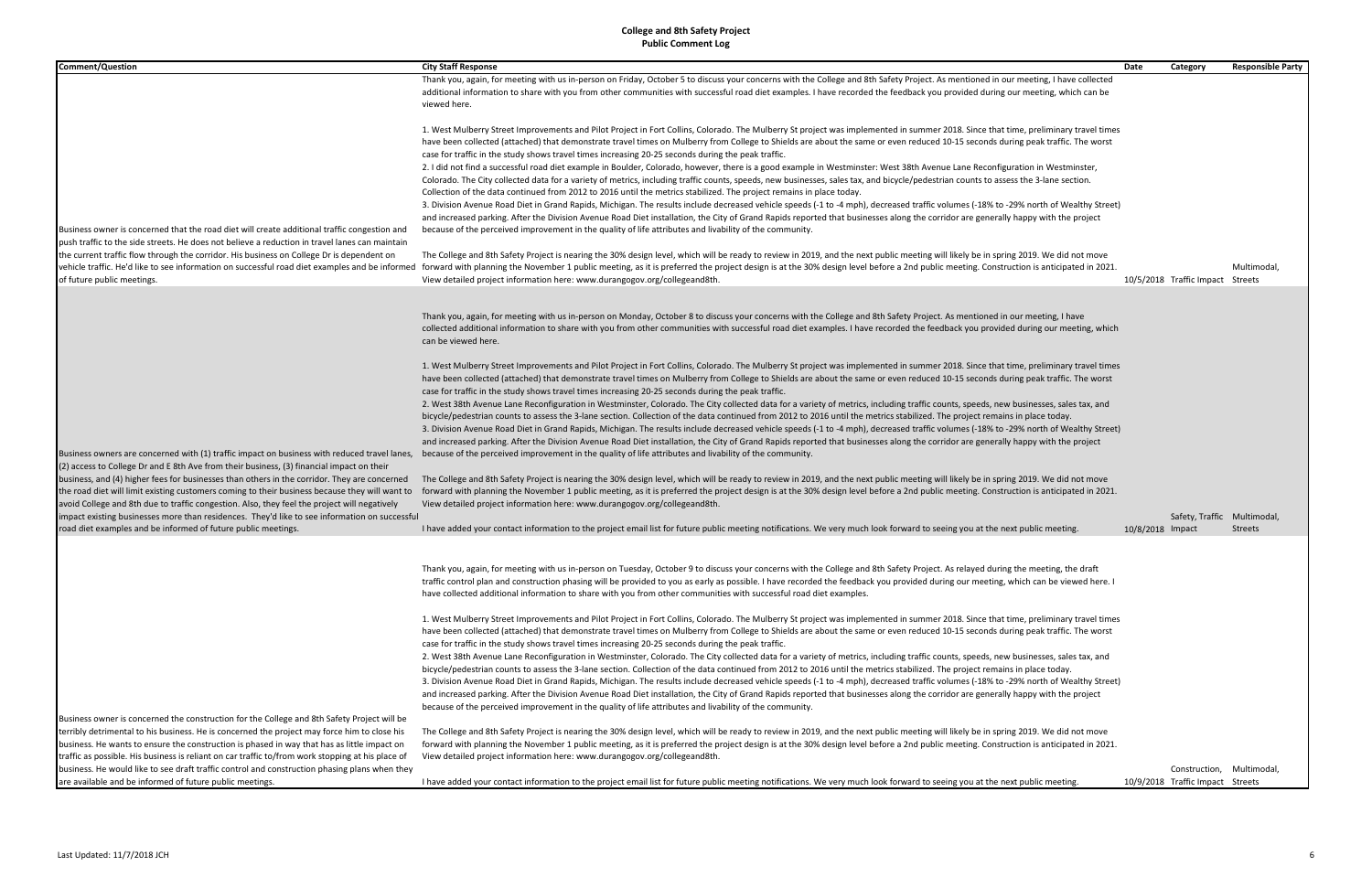# College and 8th Safety Project

## Public Comment Log

| Comment/Question | City Staff Response | Date | Category | Responsible Party |
|---|---|---|---|---|
| Business owner is concerned that the road diet will create additional traffic congestion and push traffic to the side streets. He does not believe a reduction in travel lanes can maintain the current traffic flow through the corridor. His business on College Dr is dependent on vehicle traffic. He'd like to see information on successful road diet examples and be informed of future public meetings. | Thank you, again, for meeting with us in-person on Friday, October 5 to discuss your concerns with the College and 8th Safety Project. As mentioned in our meeting, I have collected additional information to share with you from other communities with successful road diet examples. I have recorded the feedback you provided during our meeting, which can be viewed here.<br><br>1. West Mulberry Street Improvements and Pilot Project in Fort Collins, Colorado. The Mulberry St project was implemented in summer 2018. Since that time, preliminary travel times have been collected (attached) that demonstrate travel times on Mulberry from College to Shields are about the same or even reduced 10-15 seconds during peak traffic. The worst case for traffic in the study shows travel times increasing 20-25 seconds during the peak traffic.<br>2. I did not find a successful road diet example in Boulder, Colorado, however, there is a good example in Westminster: West 38th Avenue Lane Reconfiguration in Westminster, Colorado. The City collected data for a variety of metrics, including traffic counts, speeds, new businesses, sales tax, and bicycle/pedestrian counts to assess the 3-lane section. Collection of the data continued from 2012 to 2016 until the metrics stabilized. The project remains in place today.<br>3. Division Avenue Road Diet in Grand Rapids, Michigan. The results include decreased vehicle speeds (-1 to -4 mph), decreased traffic volumes (-18% to -29% north of Wealthy Street) and increased parking. After the Division Avenue Road Diet installation, the City of Grand Rapids reported that businesses along the corridor are generally happy with the project because of the perceived improvement in the quality of life attributes and livability of the community.<br><br>The College and 8th Safety Project is nearing the 30% design level, which will be ready to review in 2019, and the next public meeting will likely be in spring 2019. We did not move forward with planning the November 1 public meeting, as it is preferred the project design is at the 30% design level before a 2nd public meeting. Construction is anticipated in 2021. View detailed project information here: www.durangogov.org/collegeand8th. | 10/5/2018 | Traffic Impact | Multimodal, Streets |
| Business owners are concerned with (1) traffic impact on business with reduced travel lanes, (2) access to College Dr and E 8th Ave from their business, (3) financial impact on their business, and (4) higher fees for businesses than others in the corridor. They are concerned the road diet will limit existing customers coming to their business because they will want to avoid College and 8th due to traffic congestion. Also, they feel the project will negatively impact existing businesses more than residences. They'd like to see information on successful road diet examples and be informed of future public meetings. | Thank you, again, for meeting with us in-person on Monday, October 8 to discuss your concerns with the College and 8th Safety Project. As mentioned in our meeting, I have collected additional information to share with you from other communities with successful road diet examples. I have recorded the feedback you provided during our meeting, which can be viewed here.<br><br>1. West Mulberry Street Improvements and Pilot Project in Fort Collins, Colorado. The Mulberry St project was implemented in summer 2018. Since that time, preliminary travel times have been collected (attached) that demonstrate travel times on Mulberry from College to Shields are about the same or even reduced 10-15 seconds during peak traffic. The worst case for traffic in the study shows travel times increasing 20-25 seconds during the peak traffic.<br>2. West 38th Avenue Lane Reconfiguration in Westminster, Colorado. The City collected data for a variety of metrics, including traffic counts, speeds, new businesses, sales tax, and bicycle/pedestrian counts to assess the 3-lane section. Collection of the data continued from 2012 to 2016 until the metrics stabilized. The project remains in place today.<br>3. Division Avenue Road Diet in Grand Rapids, Michigan. The results include decreased vehicle speeds (-1 to -4 mph), decreased traffic volumes (-18% to -29% north of Wealthy Street) and increased parking. After the Division Avenue Road Diet installation, the City of Grand Rapids reported that businesses along the corridor are generally happy with the project because of the perceived improvement in the quality of life attributes and livability of the community.<br><br>The College and 8th Safety Project is nearing the 30% design level, which will be ready to review in 2019, and the next public meeting will likely be in spring 2019. We did not move forward with planning the November 1 public meeting, as it is preferred the project design is at the 30% design level before a 2nd public meeting. Construction is anticipated in 2021. View detailed project information here: www.durangogov.org/collegeand8th.<br><br>I have added your contact information to the project email list for future public meeting notifications. We very much look forward to seeing you at the next public meeting. | 10/8/2018 | Safety, Traffic Impact | Multimodal, Streets |
| Business owner is concerned the construction for the College and 8th Safety Project will be terribly detrimental to his business. He is concerned the project may force him to close his business. He wants to ensure the construction is phased in way that has as little impact on traffic as possible. His business is reliant on car traffic to/from work stopping at his place of business. He would like to see draft traffic control and construction phasing plans when they are available and be informed of future public meetings. | Thank you, again, for meeting with us in-person on Tuesday, October 9 to discuss your concerns with the College and 8th Safety Project. As relayed during the meeting, the draft traffic control plan and construction phasing will be provided to you as early as possible. I have recorded the feedback you provided during our meeting, which can be viewed here. I have collected additional information to share with you from other communities with successful road diet examples.<br><br>1. West Mulberry Street Improvements and Pilot Project in Fort Collins, Colorado. The Mulberry St project was implemented in summer 2018. Since that time, preliminary travel times have been collected (attached) that demonstrate travel times on Mulberry from College to Shields are about the same or even reduced 10-15 seconds during peak traffic. The worst case for traffic in the study shows travel times increasing 20-25 seconds during the peak traffic.<br>2. West 38th Avenue Lane Reconfiguration in Westminster, Colorado. The City collected data for a variety of metrics, including traffic counts, speeds, new businesses, sales tax, and bicycle/pedestrian counts to assess the 3-lane section. Collection of the data continued from 2012 to 2016 until the metrics stabilized. The project remains in place today.<br>3. Division Avenue Road Diet in Grand Rapids, Michigan. The results include decreased vehicle speeds (-1 to -4 mph), decreased traffic volumes (-18% to -29% north of Wealthy Street) and increased parking. After the Division Avenue Road Diet installation, the City of Grand Rapids reported that businesses along the corridor are generally happy with the project because of the perceived improvement in the quality of life attributes and livability of the community.<br><br>The College and 8th Safety Project is nearing the 30% design level, which will be ready to review in 2019, and the next public meeting will likely be in spring 2019. We did not move forward with planning the November 1 public meeting, as it is preferred the project design is at the 30% design level before a 2nd public meeting. Construction is anticipated in 2021. View detailed project information here: www.durangogov.org/collegeand8th.<br><br>I have added your contact information to the project email list for future public meeting notifications. We very much look forward to seeing you at the next public meeting. | 10/9/2018 | Construction, Traffic Impact | Multimodal, Streets |

Last Updated: 11/7/2018 JCH